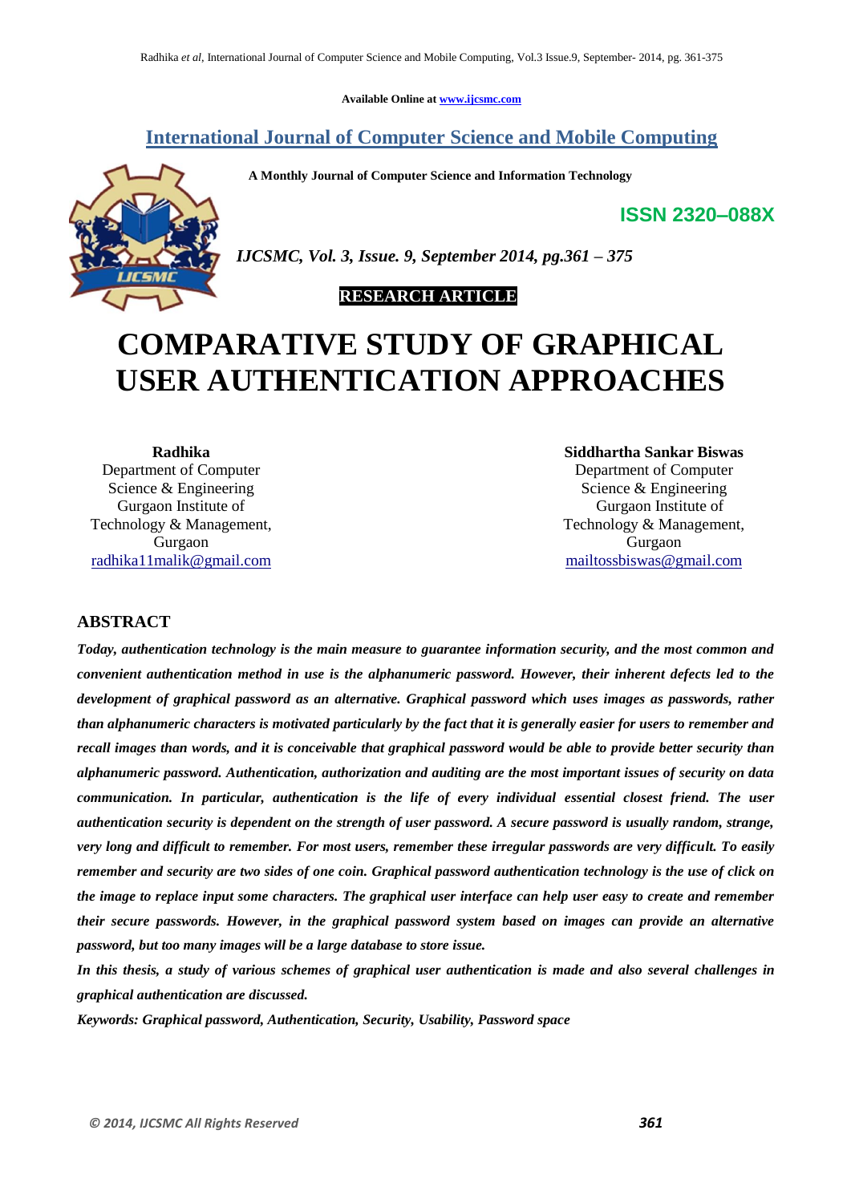Available Online at www.ijcsmc.com

# International Journal of Computer Science and Mobile Computing

**A Monthly Journal of Computer Science and Information Technology**

**ISSN 2320–088X**

*IJCSMC, Vol. 3, Issue. 9, September 2014, pg.361 – 375*

**RESEARCH ARTICLE**

# COMPARATIVE STUDY OF GRAPHICAL USER AUTHENTICATION APPROACHES

**Radhika**
Department of Computer Science & Engineering
Gurgaon Institute of Technology & Management, Gurgaon
radhika11malik@gmail.com

**Siddhartha Sankar Biswas**
Department of Computer Science & Engineering
Gurgaon Institute of Technology & Management, Gurgaon
mailtossbiswas@gmail.com

## ABSTRACT

***Today, authentication technology is the main measure to guarantee information security, and the most common and convenient authentication method in use is the alphanumeric password. However, their inherent defects led to the development of graphical password as an alternative. Graphical password which uses images as passwords, rather than alphanumeric characters is motivated particularly by the fact that it is generally easier for users to remember and recall images than words, and it is conceivable that graphical password would be able to provide better security than alphanumeric password. Authentication, authorization and auditing are the most important issues of security on data communication. In particular, authentication is the life of every individual essential closest friend. The user authentication security is dependent on the strength of user password. A secure password is usually random, strange, very long and difficult to remember. For most users, remember these irregular passwords are very difficult. To easily remember and security are two sides of one coin. Graphical password authentication technology is the use of click on the image to replace input some characters. The graphical user interface can help user easy to create and remember their secure passwords. However, in the graphical password system based on images can provide an alternative password, but too many images will be a large database to store issue.***

***In this thesis, a study of various schemes of graphical user authentication is made and also several challenges in graphical authentication are discussed.***

***Keywords: Graphical password, Authentication, Security, Usability, Password space***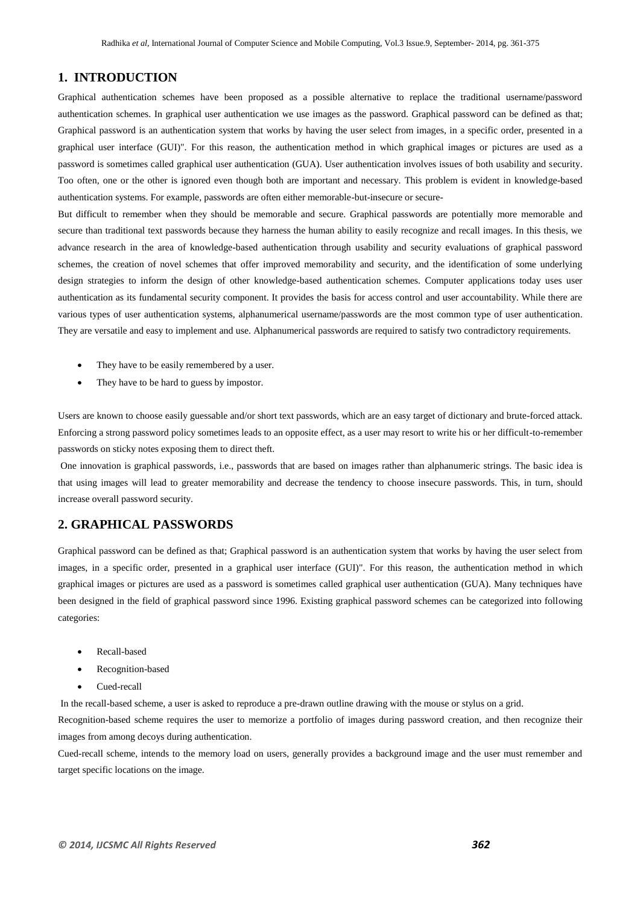## 1. INTRODUCTION

Graphical authentication schemes have been proposed as a possible alternative to replace the traditional username/password authentication schemes. In graphical user authentication we use images as the password. Graphical password can be defined as that; Graphical password is an authentication system that works by having the user select from images, in a specific order, presented in a graphical user interface (GUI)". For this reason, the authentication method in which graphical images or pictures are used as a password is sometimes called graphical user authentication (GUA). User authentication involves issues of both usability and security. Too often, one or the other is ignored even though both are important and necessary. This problem is evident in knowledge-based authentication systems. For example, passwords are often either memorable-but-insecure or secure-

But difficult to remember when they should be memorable and secure. Graphical passwords are potentially more memorable and secure than traditional text passwords because they harness the human ability to easily recognize and recall images. In this thesis, we advance research in the area of knowledge-based authentication through usability and security evaluations of graphical password schemes, the creation of novel schemes that offer improved memorability and security, and the identification of some underlying design strategies to inform the design of other knowledge-based authentication schemes. Computer applications today uses user authentication as its fundamental security component. It provides the basis for access control and user accountability. While there are various types of user authentication systems, alphanumerical username/passwords are the most common type of user authentication. They are versatile and easy to implement and use. Alphanumerical passwords are required to satisfy two contradictory requirements.

- They have to be easily remembered by a user.
- They have to be hard to guess by impostor.

Users are known to choose easily guessable and/or short text passwords, which are an easy target of dictionary and brute-forced attack. Enforcing a strong password policy sometimes leads to an opposite effect, as a user may resort to write his or her difficult-to-remember passwords on sticky notes exposing them to direct theft.

One innovation is graphical passwords, i.e., passwords that are based on images rather than alphanumeric strings. The basic idea is that using images will lead to greater memorability and decrease the tendency to choose insecure passwords. This, in turn, should increase overall password security.

## 2. GRAPHICAL PASSWORDS

Graphical password can be defined as that; Graphical password is an authentication system that works by having the user select from images, in a specific order, presented in a graphical user interface (GUI)". For this reason, the authentication method in which graphical images or pictures are used as a password is sometimes called graphical user authentication (GUA). Many techniques have been designed in the field of graphical password since 1996. Existing graphical password schemes can be categorized into following categories:

- Recall-based
- Recognition-based
- Cued-recall

In the recall-based scheme, a user is asked to reproduce a pre-drawn outline drawing with the mouse or stylus on a grid.

Recognition-based scheme requires the user to memorize a portfolio of images during password creation, and then recognize their images from among decoys during authentication.

Cued-recall scheme, intends to the memory load on users, generally provides a background image and the user must remember and target specific locations on the image.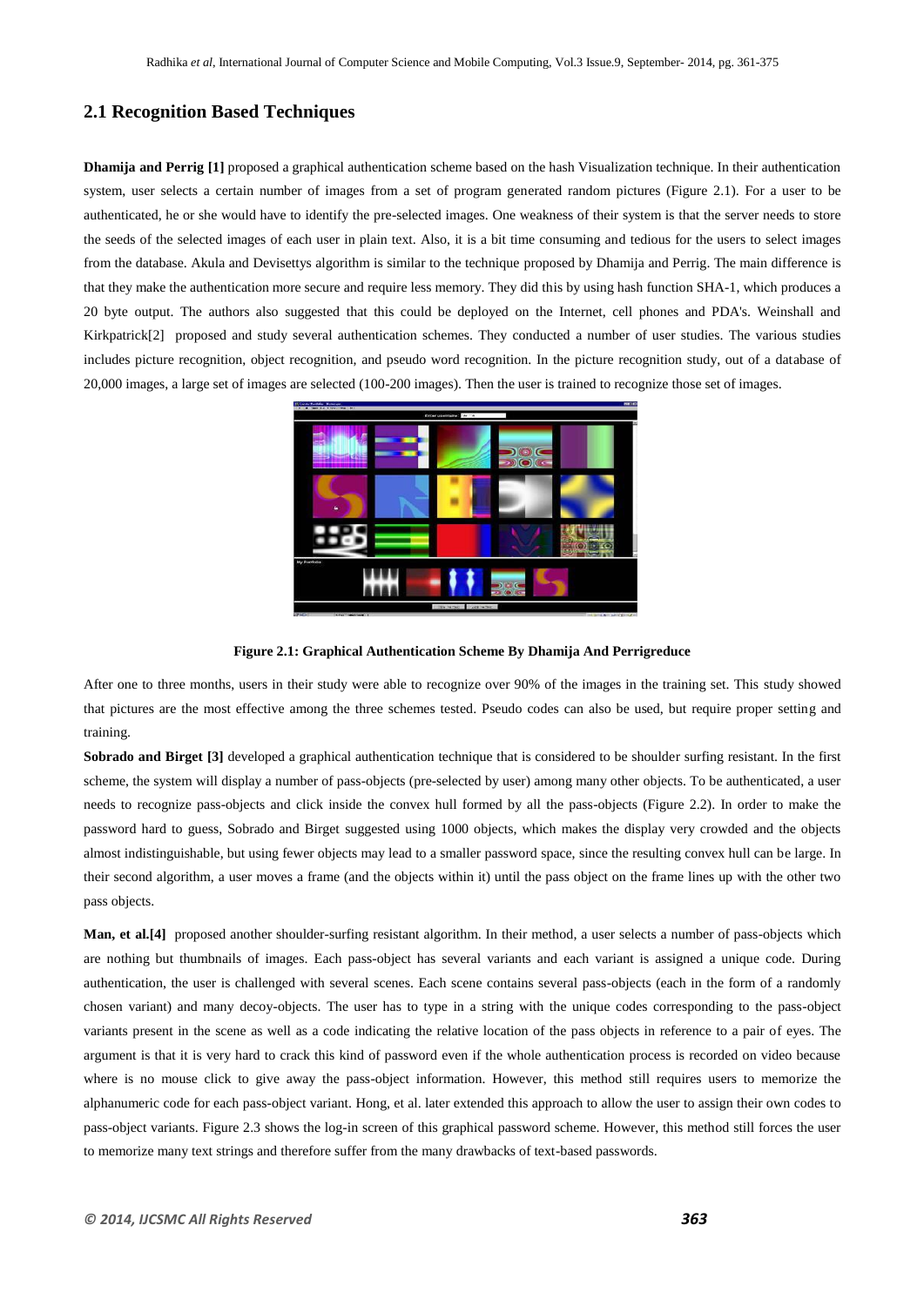## 2.1 Recognition Based Techniques

**Dhamija and Perrig [1]** proposed a graphical authentication scheme based on the hash Visualization technique. In their authentication system, user selects a certain number of images from a set of program generated random pictures (Figure 2.1). For a user to be authenticated, he or she would have to identify the pre-selected images. One weakness of their system is that the server needs to store the seeds of the selected images of each user in plain text. Also, it is a bit time consuming and tedious for the users to select images from the database. Akula and Devisettys algorithm is similar to the technique proposed by Dhamija and Perrig. The main difference is that they make the authentication more secure and require less memory. They did this by using hash function SHA-1, which produces a 20 byte output. The authors also suggested that this could be deployed on the Internet, cell phones and PDA's. Weinshall and Kirkpatrick[2] proposed and study several authentication schemes. They conducted a number of user studies. The various studies includes picture recognition, object recognition, and pseudo word recognition. In the picture recognition study, out of a database of 20,000 images, a large set of images are selected (100-200 images). Then the user is trained to recognize those set of images.

**Figure 2.1: Graphical Authentication Scheme By Dhamija And Perrigreduce**

After one to three months, users in their study were able to recognize over 90% of the images in the training set. This study showed that pictures are the most effective among the three schemes tested. Pseudo codes can also be used, but require proper setting and training.

**Sobrado and Birget [3]** developed a graphical authentication technique that is considered to be shoulder surfing resistant. In the first scheme, the system will display a number of pass-objects (pre-selected by user) among many other objects. To be authenticated, a user needs to recognize pass-objects and click inside the convex hull formed by all the pass-objects (Figure 2.2). In order to make the password hard to guess, Sobrado and Birget suggested using 1000 objects, which makes the display very crowded and the objects almost indistinguishable, but using fewer objects may lead to a smaller password space, since the resulting convex hull can be large. In their second algorithm, a user moves a frame (and the objects within it) until the pass object on the frame lines up with the other two pass objects.

**Man, et al.[4]** proposed another shoulder-surfing resistant algorithm. In their method, a user selects a number of pass-objects which are nothing but thumbnails of images. Each pass-object has several variants and each variant is assigned a unique code. During authentication, the user is challenged with several scenes. Each scene contains several pass-objects (each in the form of a randomly chosen variant) and many decoy-objects. The user has to type in a string with the unique codes corresponding to the pass-object variants present in the scene as well as a code indicating the relative location of the pass objects in reference to a pair of eyes. The argument is that it is very hard to crack this kind of password even if the whole authentication process is recorded on video because where is no mouse click to give away the pass-object information. However, this method still requires users to memorize the alphanumeric code for each pass-object variant. Hong, et al. later extended this approach to allow the user to assign their own codes to pass-object variants. Figure 2.3 shows the log-in screen of this graphical password scheme. However, this method still forces the user to memorize many text strings and therefore suffer from the many drawbacks of text-based passwords.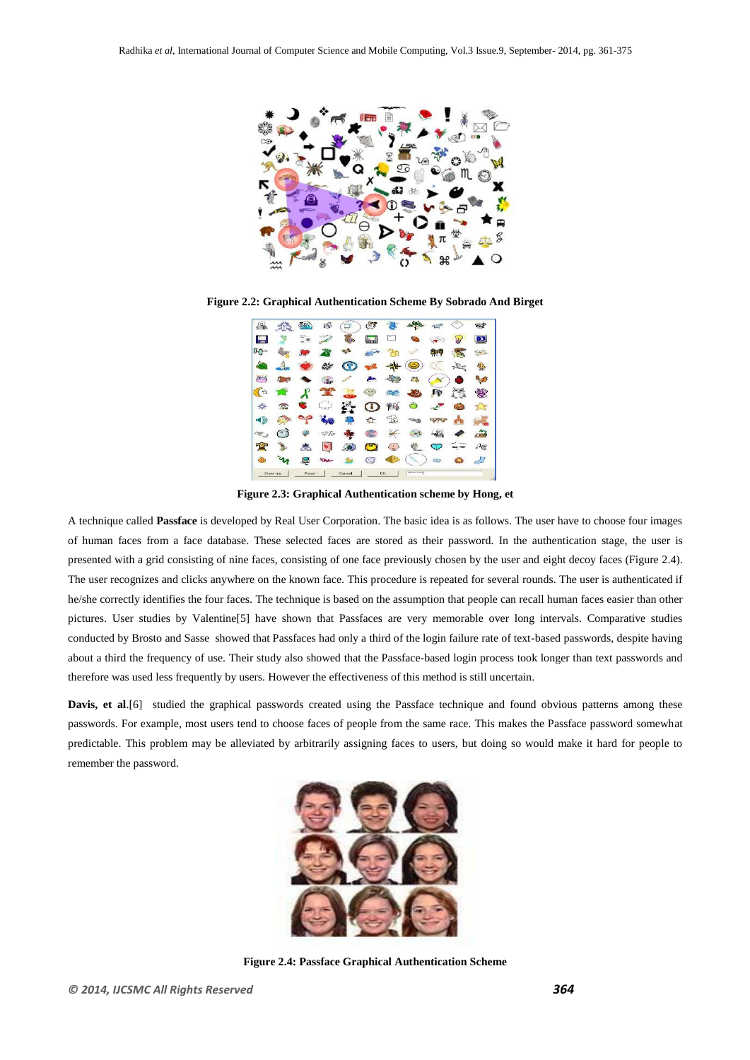**Figure 2.2: Graphical Authentication Scheme By Sobrado And Birget**

**Figure 2.3: Graphical Authentication scheme by Hong, et**

A technique called **Passface** is developed by Real User Corporation. The basic idea is as follows. The user have to choose four images of human faces from a face database. These selected faces are stored as their password. In the authentication stage, the user is presented with a grid consisting of nine faces, consisting of one face previously chosen by the user and eight decoy faces (Figure 2.4). The user recognizes and clicks anywhere on the known face. This procedure is repeated for several rounds. The user is authenticated if he/she correctly identifies the four faces. The technique is based on the assumption that people can recall human faces easier than other pictures. User studies by Valentine[5] have shown that Passfaces are very memorable over long intervals. Comparative studies conducted by Brosto and Sasse showed that Passfaces had only a third of the login failure rate of text-based passwords, despite having about a third the frequency of use. Their study also showed that the Passface-based login process took longer than text passwords and therefore was used less frequently by users. However the effectiveness of this method is still uncertain.

**Davis, et al**.[6] studied the graphical passwords created using the Passface technique and found obvious patterns among these passwords. For example, most users tend to choose faces of people from the same race. This makes the Passface password somewhat predictable. This problem may be alleviated by arbitrarily assigning faces to users, but doing so would make it hard for people to remember the password.

**Figure 2.4: Passface Graphical Authentication Scheme**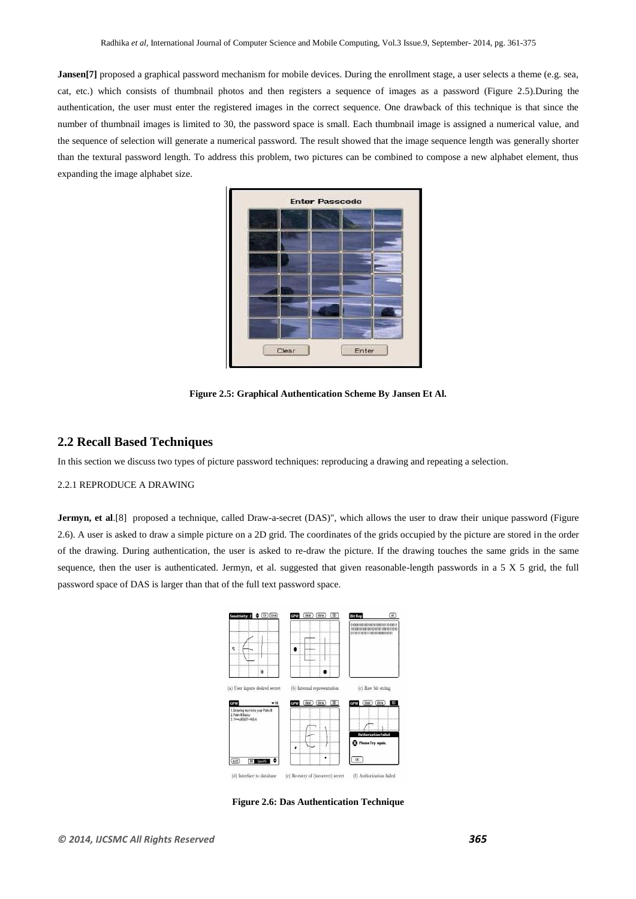**Jansen[7]** proposed a graphical password mechanism for mobile devices. During the enrollment stage, a user selects a theme (e.g. sea, cat, etc.) which consists of thumbnail photos and then registers a sequence of images as a password (Figure 2.5).During the authentication, the user must enter the registered images in the correct sequence. One drawback of this technique is that since the number of thumbnail images is limited to 30, the password space is small. Each thumbnail image is assigned a numerical value, and the sequence of selection will generate a numerical password. The result showed that the image sequence length was generally shorter than the textural password length. To address this problem, two pictures can be combined to compose a new alphabet element, thus expanding the image alphabet size.

**Figure 2.5: Graphical Authentication Scheme By Jansen Et Al.**

## 2.2 Recall Based Techniques

In this section we discuss two types of picture password techniques: reproducing a drawing and repeating a selection.

### 2.2.1 REPRODUCE A DRAWING

**Jermyn, et al**.[8] proposed a technique, called Draw-a-secret (DAS)", which allows the user to draw their unique password (Figure 2.6). A user is asked to draw a simple picture on a 2D grid. The coordinates of the grids occupied by the picture are stored in the order of the drawing. During authentication, the user is asked to re-draw the picture. If the drawing touches the same grids in the same sequence, then the user is authenticated. Jermyn, et al. suggested that given reasonable-length passwords in a 5 X 5 grid, the full password space of DAS is larger than that of the full text password space.

**Figure 2.6: Das Authentication Technique**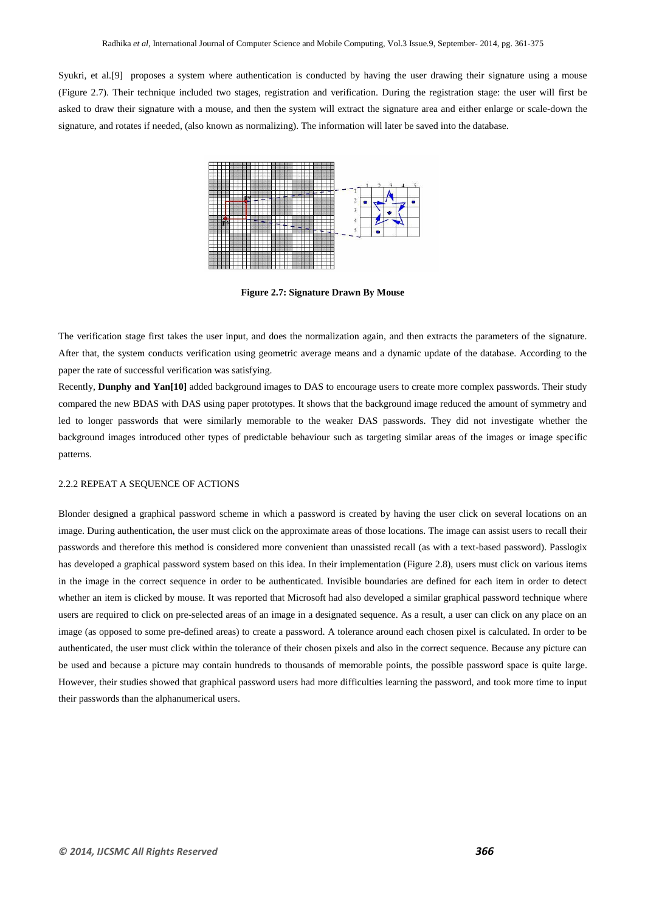Syukri, et al.[9] proposes a system where authentication is conducted by having the user drawing their signature using a mouse (Figure 2.7). Their technique included two stages, registration and verification. During the registration stage: the user will first be asked to draw their signature with a mouse, and then the system will extract the signature area and either enlarge or scale-down the signature, and rotates if needed, (also known as normalizing). The information will later be saved into the database.

**Figure 2.7: Signature Drawn By Mouse**

The verification stage first takes the user input, and does the normalization again, and then extracts the parameters of the signature. After that, the system conducts verification using geometric average means and a dynamic update of the database. According to the paper the rate of successful verification was satisfying.

Recently, **Dunphy and Yan[10]** added background images to DAS to encourage users to create more complex passwords. Their study compared the new BDAS with DAS using paper prototypes. It shows that the background image reduced the amount of symmetry and led to longer passwords that were similarly memorable to the weaker DAS passwords. They did not investigate whether the background images introduced other types of predictable behaviour such as targeting similar areas of the images or image specific patterns.

### 2.2.2 REPEAT A SEQUENCE OF ACTIONS

Blonder designed a graphical password scheme in which a password is created by having the user click on several locations on an image. During authentication, the user must click on the approximate areas of those locations. The image can assist users to recall their passwords and therefore this method is considered more convenient than unassisted recall (as with a text-based password). Passlogix has developed a graphical password system based on this idea. In their implementation (Figure 2.8), users must click on various items in the image in the correct sequence in order to be authenticated. Invisible boundaries are defined for each item in order to detect whether an item is clicked by mouse. It was reported that Microsoft had also developed a similar graphical password technique where users are required to click on pre-selected areas of an image in a designated sequence. As a result, a user can click on any place on an image (as opposed to some pre-defined areas) to create a password. A tolerance around each chosen pixel is calculated. In order to be authenticated, the user must click within the tolerance of their chosen pixels and also in the correct sequence. Because any picture can be used and because a picture may contain hundreds to thousands of memorable points, the possible password space is quite large. However, their studies showed that graphical password users had more difficulties learning the password, and took more time to input their passwords than the alphanumerical users.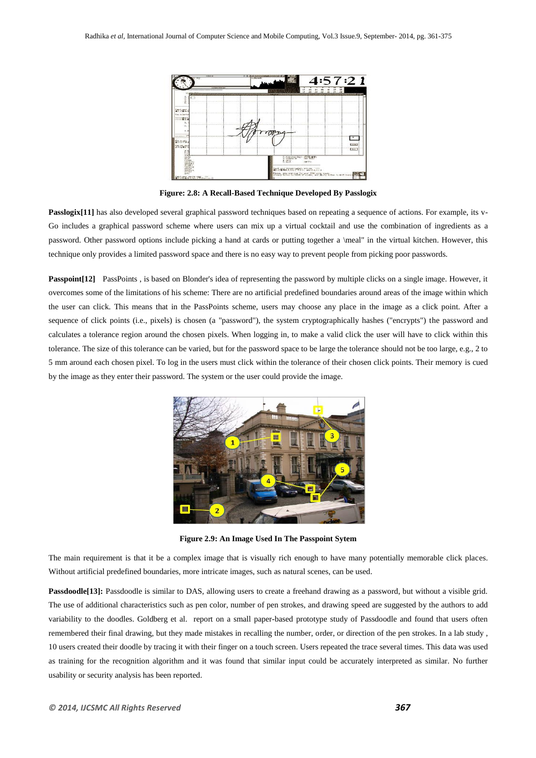**Figure: 2.8: A Recall-Based Technique Developed By Passlogix**

**Passlogix[11]** has also developed several graphical password techniques based on repeating a sequence of actions. For example, its v-Go includes a graphical password scheme where users can mix up a virtual cocktail and use the combination of ingredients as a password. Other password options include picking a hand at cards or putting together a \meal" in the virtual kitchen. However, this technique only provides a limited password space and there is no easy way to prevent people from picking poor passwords.

**Passpoint[12]** PassPoints , is based on Blonder's idea of representing the password by multiple clicks on a single image. However, it overcomes some of the limitations of his scheme: There are no artificial predefined boundaries around areas of the image within which the user can click. This means that in the PassPoints scheme, users may choose any place in the image as a click point. After a sequence of click points (i.e., pixels) is chosen (a "password"), the system cryptographically hashes ("encrypts") the password and calculates a tolerance region around the chosen pixels. When logging in, to make a valid click the user will have to click within this tolerance. The size of this tolerance can be varied, but for the password space to be large the tolerance should not be too large, e.g., 2 to 5 mm around each chosen pixel. To log in the users must click within the tolerance of their chosen click points. Their memory is cued by the image as they enter their password. The system or the user could provide the image.

**Figure 2.9: An Image Used In The Passpoint Sytem**

The main requirement is that it be a complex image that is visually rich enough to have many potentially memorable click places. Without artificial predefined boundaries, more intricate images, such as natural scenes, can be used.

**Passdoodle[13]:** Passdoodle is similar to DAS, allowing users to create a freehand drawing as a password, but without a visible grid. The use of additional characteristics such as pen color, number of pen strokes, and drawing speed are suggested by the authors to add variability to the doodles. Goldberg et al. report on a small paper-based prototype study of Passdoodle and found that users often remembered their final drawing, but they made mistakes in recalling the number, order, or direction of the pen strokes. In a lab study , 10 users created their doodle by tracing it with their finger on a touch screen. Users repeated the trace several times. This data was used as training for the recognition algorithm and it was found that similar input could be accurately interpreted as similar. No further usability or security analysis has been reported.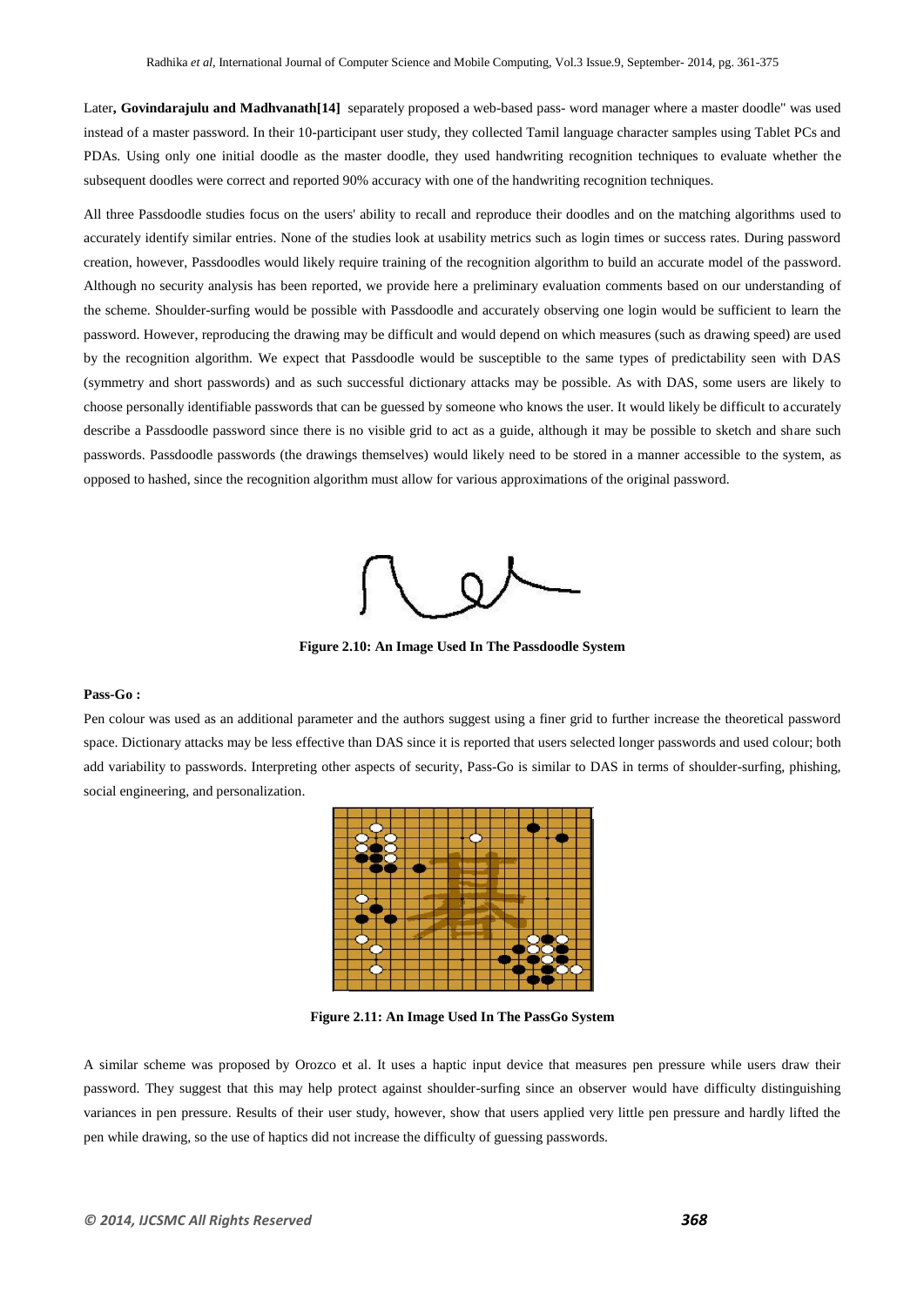Later**, Govindarajulu and Madhvanath[14]** separately proposed a web-based pass- word manager where a master doodle" was used instead of a master password. In their 10-participant user study, they collected Tamil language character samples using Tablet PCs and PDAs. Using only one initial doodle as the master doodle, they used handwriting recognition techniques to evaluate whether the subsequent doodles were correct and reported 90% accuracy with one of the handwriting recognition techniques.

All three Passdoodle studies focus on the users' ability to recall and reproduce their doodles and on the matching algorithms used to accurately identify similar entries. None of the studies look at usability metrics such as login times or success rates. During password creation, however, Passdoodles would likely require training of the recognition algorithm to build an accurate model of the password. Although no security analysis has been reported, we provide here a preliminary evaluation comments based on our understanding of the scheme. Shoulder-surfing would be possible with Passdoodle and accurately observing one login would be sufficient to learn the password. However, reproducing the drawing may be difficult and would depend on which measures (such as drawing speed) are used by the recognition algorithm. We expect that Passdoodle would be susceptible to the same types of predictability seen with DAS (symmetry and short passwords) and as such successful dictionary attacks may be possible. As with DAS, some users are likely to choose personally identifiable passwords that can be guessed by someone who knows the user. It would likely be difficult to accurately describe a Passdoodle password since there is no visible grid to act as a guide, although it may be possible to sketch and share such passwords. Passdoodle passwords (the drawings themselves) would likely need to be stored in a manner accessible to the system, as opposed to hashed, since the recognition algorithm must allow for various approximations of the original password.

**Figure 2.10: An Image Used In The Passdoodle System**

**Pass-Go :**

Pen colour was used as an additional parameter and the authors suggest using a finer grid to further increase the theoretical password space. Dictionary attacks may be less effective than DAS since it is reported that users selected longer passwords and used colour; both add variability to passwords. Interpreting other aspects of security, Pass-Go is similar to DAS in terms of shoulder-surfing, phishing, social engineering, and personalization.

**Figure 2.11: An Image Used In The PassGo System**

A similar scheme was proposed by Orozco et al. It uses a haptic input device that measures pen pressure while users draw their password. They suggest that this may help protect against shoulder-surfing since an observer would have difficulty distinguishing variances in pen pressure. Results of their user study, however, show that users applied very little pen pressure and hardly lifted the pen while drawing, so the use of haptics did not increase the difficulty of guessing passwords.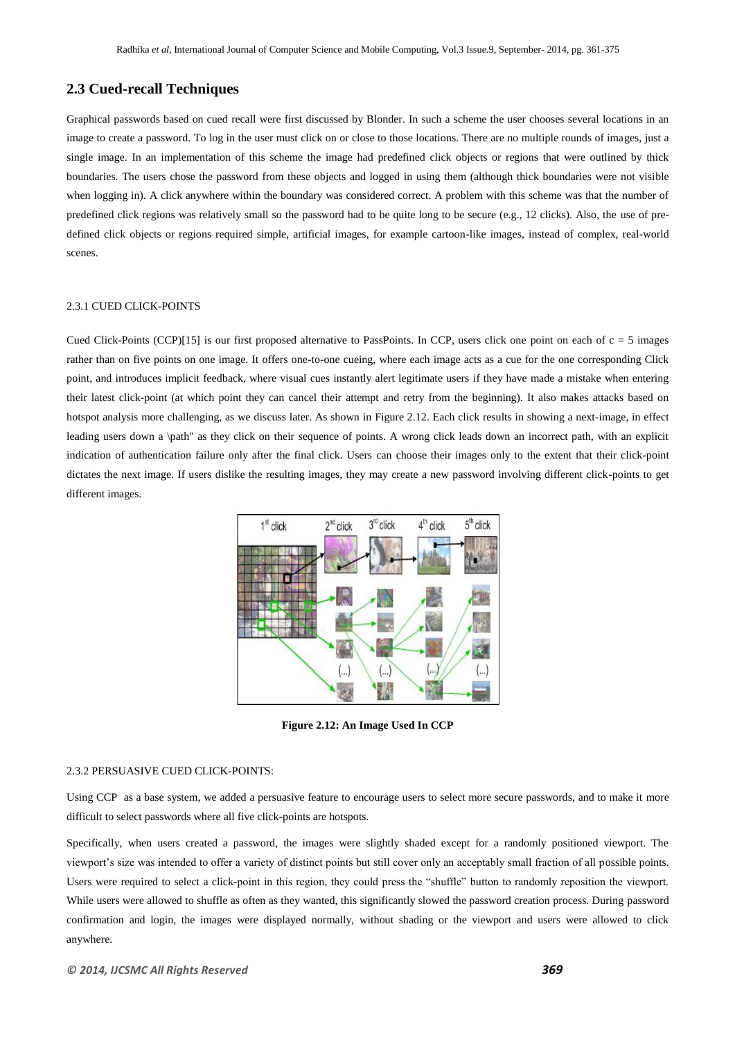## 2.3 Cued-recall Techniques

Graphical passwords based on cued recall were first discussed by Blonder. In such a scheme the user chooses several locations in an image to create a password. To log in the user must click on or close to those locations. There are no multiple rounds of images, just a single image. In an implementation of this scheme the image had predefined click objects or regions that were outlined by thick boundaries. The users chose the password from these objects and logged in using them (although thick boundaries were not visible when logging in). A click anywhere within the boundary was considered correct. A problem with this scheme was that the number of predefined click regions was relatively small so the password had to be quite long to be secure (e.g., 12 clicks). Also, the use of pre-defined click objects or regions required simple, artificial images, for example cartoon-like images, instead of complex, real-world scenes.

### 2.3.1 CUED CLICK-POINTS

Cued Click-Points (CCP)[15] is our first proposed alternative to PassPoints. In CCP, users click one point on each of $c = 5$ images rather than on five points on one image. It offers one-to-one cueing, where each image acts as a cue for the one corresponding Click point, and introduces implicit feedback, where visual cues instantly alert legitimate users if they have made a mistake when entering their latest click-point (at which point they can cancel their attempt and retry from the beginning). It also makes attacks based on hotspot analysis more challenging, as we discuss later. As shown in Figure 2.12. Each click results in showing a next-image, in effect leading users down a \path" as they click on their sequence of points. A wrong click leads down an incorrect path, with an explicit indication of authentication failure only after the final click. Users can choose their images only to the extent that their click-point dictates the next image. If users dislike the resulting images, they may create a new password involving different click-points to get different images.

**Figure 2.12: An Image Used In CCP**

### 2.3.2 PERSUASIVE CUED CLICK-POINTS:

Using CCP as a base system, we added a persuasive feature to encourage users to select more secure passwords, and to make it more difficult to select passwords where all five click-points are hotspots.

Specifically, when users created a password, the images were slightly shaded except for a randomly positioned viewport. The viewport's size was intended to offer a variety of distinct points but still cover only an acceptably small fraction of all possible points. Users were required to select a click-point in this region, they could press the "shuffle" button to randomly reposition the viewport. While users were allowed to shuffle as often as they wanted, this significantly slowed the password creation process. During password confirmation and login, the images were displayed normally, without shading or the viewport and users were allowed to click anywhere.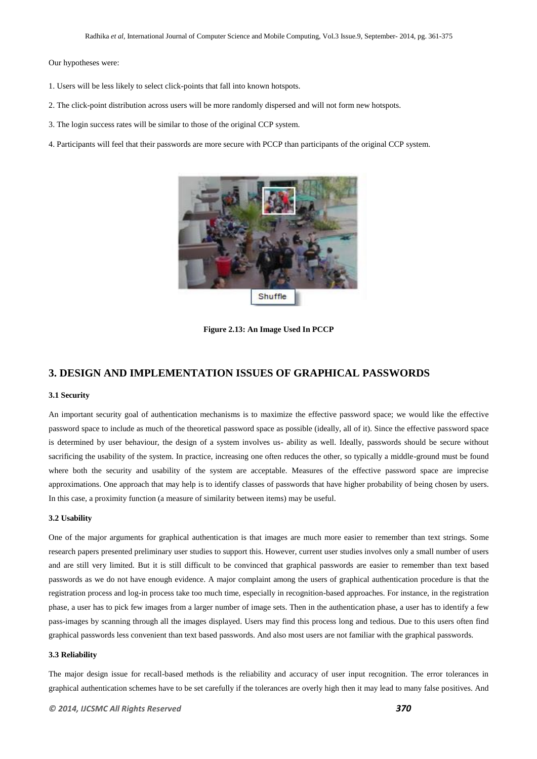Our hypotheses were:

1. Users will be less likely to select click-points that fall into known hotspots.
2. The click-point distribution across users will be more randomly dispersed and will not form new hotspots.
3. The login success rates will be similar to those of the original CCP system.
4. Participants will feel that their passwords are more secure with PCCP than participants of the original CCP system.

**Figure 2.13: An Image Used In PCCP**

## 3. DESIGN AND IMPLEMENTATION ISSUES OF GRAPHICAL PASSWORDS

### 3.1 Security

An important security goal of authentication mechanisms is to maximize the effective password space; we would like the effective password space to include as much of the theoretical password space as possible (ideally, all of it). Since the effective password space is determined by user behaviour, the design of a system involves us- ability as well. Ideally, passwords should be secure without sacrificing the usability of the system. In practice, increasing one often reduces the other, so typically a middle-ground must be found where both the security and usability of the system are acceptable. Measures of the effective password space are imprecise approximations. One approach that may help is to identify classes of passwords that have higher probability of being chosen by users. In this case, a proximity function (a measure of similarity between items) may be useful.

### 3.2 Usability

One of the major arguments for graphical authentication is that images are much more easier to remember than text strings. Some research papers presented preliminary user studies to support this. However, current user studies involves only a small number of users and are still very limited. But it is still difficult to be convinced that graphical passwords are easier to remember than text based passwords as we do not have enough evidence. A major complaint among the users of graphical authentication procedure is that the registration process and log-in process take too much time, especially in recognition-based approaches. For instance, in the registration phase, a user has to pick few images from a larger number of image sets. Then in the authentication phase, a user has to identify a few pass-images by scanning through all the images displayed. Users may find this process long and tedious. Due to this users often find graphical passwords less convenient than text based passwords. And also most users are not familiar with the graphical passwords.

### 3.3 Reliability

The major design issue for recall-based methods is the reliability and accuracy of user input recognition. The error tolerances in graphical authentication schemes have to be set carefully if the tolerances are overly high then it may lead to many false positives. And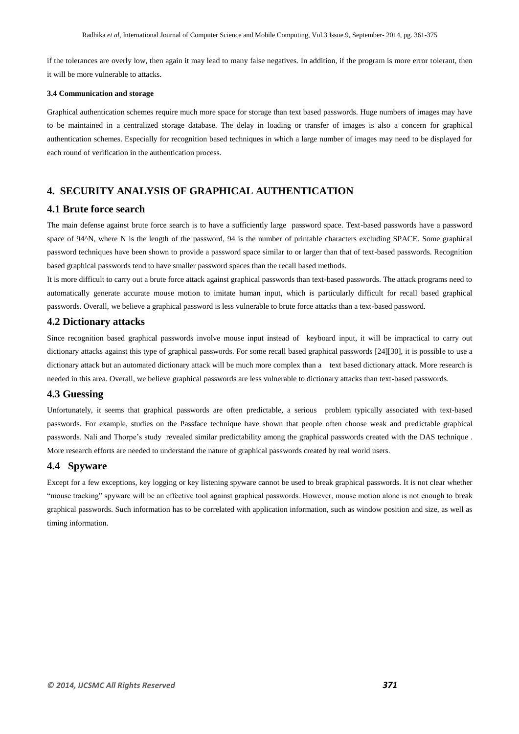if the tolerances are overly low, then again it may lead to many false negatives. In addition, if the program is more error tolerant, then it will be more vulnerable to attacks.

#### 3.4 Communication and storage

Graphical authentication schemes require much more space for storage than text based passwords. Huge numbers of images may have to be maintained in a centralized storage database. The delay in loading or transfer of images is also a concern for graphical authentication schemes. Especially for recognition based techniques in which a large number of images may need to be displayed for each round of verification in the authentication process.

## 4. SECURITY ANALYSIS OF GRAPHICAL AUTHENTICATION

### 4.1 Brute force search

The main defense against brute force search is to have a sufficiently large password space. Text-based passwords have a password space of 94^N, where N is the length of the password, 94 is the number of printable characters excluding SPACE. Some graphical password techniques have been shown to provide a password space similar to or larger than that of text-based passwords. Recognition based graphical passwords tend to have smaller password spaces than the recall based methods.

It is more difficult to carry out a brute force attack against graphical passwords than text-based passwords. The attack programs need to automatically generate accurate mouse motion to imitate human input, which is particularly difficult for recall based graphical passwords. Overall, we believe a graphical password is less vulnerable to brute force attacks than a text-based password.

### 4.2 Dictionary attacks

Since recognition based graphical passwords involve mouse input instead of keyboard input, it will be impractical to carry out dictionary attacks against this type of graphical passwords. For some recall based graphical passwords [24][30], it is possible to use a dictionary attack but an automated dictionary attack will be much more complex than a text based dictionary attack. More research is needed in this area. Overall, we believe graphical passwords are less vulnerable to dictionary attacks than text-based passwords.

### 4.3 Guessing

Unfortunately, it seems that graphical passwords are often predictable, a serious problem typically associated with text-based passwords. For example, studies on the Passface technique have shown that people often choose weak and predictable graphical passwords. Nali and Thorpe's study revealed similar predictability among the graphical passwords created with the DAS technique . More research efforts are needed to understand the nature of graphical passwords created by real world users.

### 4.4 Spyware

Except for a few exceptions, key logging or key listening spyware cannot be used to break graphical passwords. It is not clear whether "mouse tracking" spyware will be an effective tool against graphical passwords. However, mouse motion alone is not enough to break graphical passwords. Such information has to be correlated with application information, such as window position and size, as well as timing information.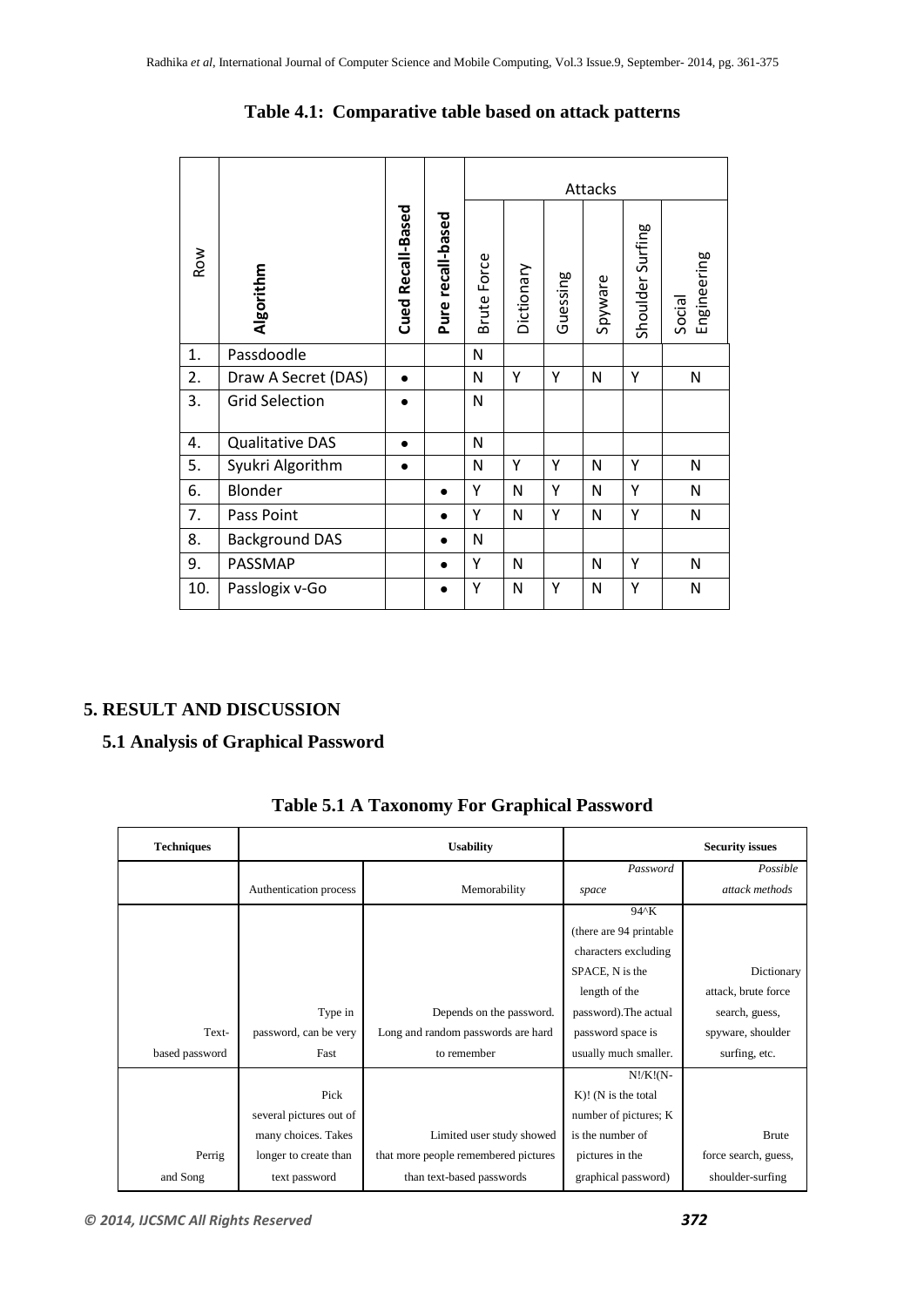**Table 4.1: Comparative table based on attack patterns**

| Row | Algorithm | Cued Recall-Based | Pure recall-based | Attacks | | | | | |
|---|---|---|---|---|---|---|---|---|---|
| | | | | Brute Force | Dictionary | Guessing | Spyware | Shoulder Surfing | Social Engineering |
| 1. | Passdoodle | | | N | | | | | |
| 2. | Draw A Secret (DAS) | • | | N | Y | Y | N | Y | N |
| 3. | Grid Selection | • | | N | | | | | |
| 4. | Qualitative DAS | • | | N | | | | | |
| 5. | Syukri Algorithm | • | | N | Y | Y | N | Y | N |
| 6. | Blonder | | • | Y | N | Y | N | Y | N |
| 7. | Pass Point | | • | Y | N | Y | N | Y | N |
| 8. | Background DAS | | • | N | | | | | |
| 9. | PASSMAP | | • | Y | N | | N | Y | N |
| 10. | Passlogix v-Go | | • | Y | N | Y | N | Y | N |

## 5. RESULT AND DISCUSSION

### 5.1 Analysis of Graphical Password

**Table 5.1 A Taxonomy For Graphical Password**

| Techniques | Usability | | Security issues | |
|---|---|---|---|---|
| | Authentication process | Memorability | *Password space* | *Possible attack methods* |
| Text-based password | Type in password, can be very Fast | Depends on the password. Long and random passwords are hard to remember | 94^K (there are 94 printable characters excluding SPACE, N is the length of the password).The actual password space is usually much smaller. | Dictionary attack, brute force search, guess, spyware, shoulder surfing, etc. |
| Perrig and Song | Pick several pictures out of many choices. Takes longer to create than text password | Limited user study showed that more people remembered pictures than text-based passwords | N!/K!(N-K)! (N is the total number of pictures; K is the number of pictures in the graphical password) | Brute force search, guess, shoulder-surfing |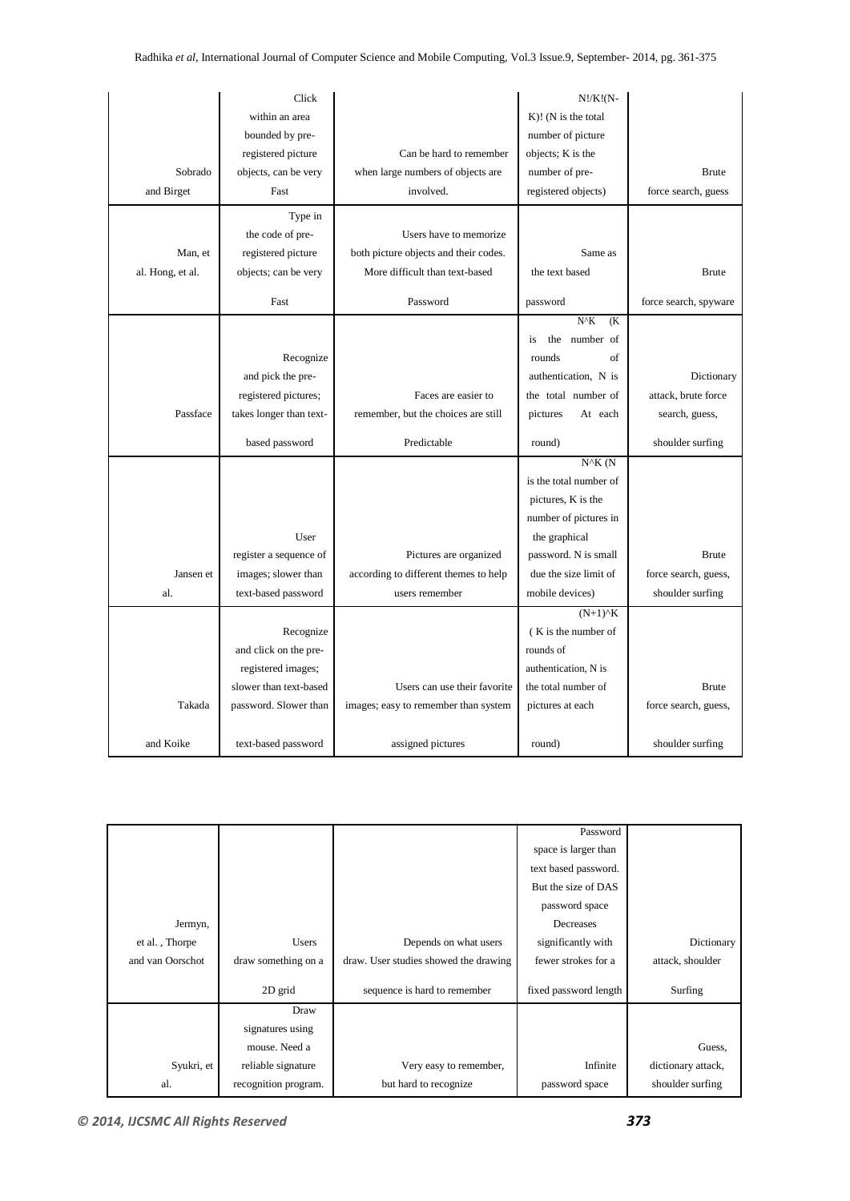| | | | | |
|---|---|---|---|---|
| Sobrado and Birget | Click within an area bounded by pre-registered picture objects, can be very Fast | Can be hard to remember when large numbers of objects are involved. | N!/K!(N-K)! (N is the total number of picture objects; K is the number of pre-registered objects) | Brute force search, guess |
| Man, et al. Hong, et al. | Type in the code of pre-registered picture objects; can be very Fast | Users have to memorize both picture objects and their codes. More difficult than text-based Password | Same as the text based password | Brute force search, spyware |
| Passface | Recognize and pick the pre-registered pictures; takes longer than text-based password | Faces are easier to remember, but the choices are still Predictable | N^K (K is the number of rounds of authentication, N is the total number of pictures At each round) | Dictionary attack, brute force search, guess, shoulder surfing |
| Jansen et al. | User register a sequence of images; slower than text-based password | Pictures are organized according to different themes to help users remember | N^K (N is the total number of pictures, K is the number of pictures in the graphical password. N is small due the size limit of mobile devices) | Brute force search, guess, shoulder surfing |
| Takada and Koike | Recognize and click on the pre-registered images; slower than text-based password. Slower than text-based password | Users can use their favorite images; easy to remember than system assigned pictures | (N+1)^K ( K is the number of rounds of authentication, N is the total number of pictures at each round) | Brute force search, guess, shoulder surfing |

| | | | | |
|---|---|---|---|---|
| Jermyn, et al. , Thorpe and van Oorschot | Users draw something on a 2D grid | Depends on what users draw. User studies showed the drawing sequence is hard to remember | Password space is larger than text based password. But the size of DAS password space Decreases significantly with fewer strokes for a fixed password length | Dictionary attack, shoulder Surfing |
| Syukri, et al. | Draw signatures using mouse. Need a reliable signature recognition program. | Very easy to remember, but hard to recognize | Infinite password space | Guess, dictionary attack, shoulder surfing |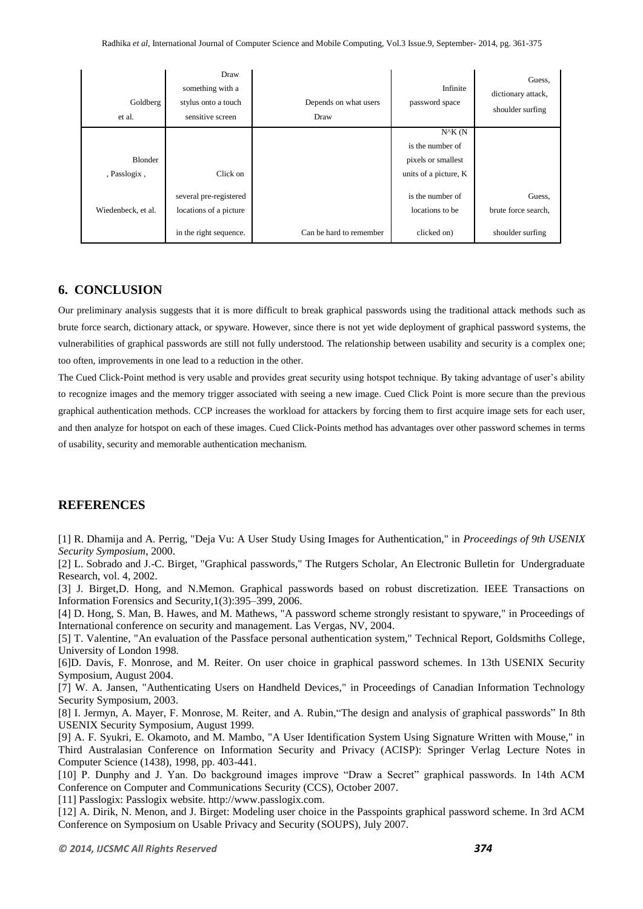| Goldberg et al. | Draw something with a stylus onto a touch sensitive screen | Depends on what users Draw | Infinite password space | Guess, dictionary attack, shoulder surfing |
|---|---|---|---|---|
| Blonder , Passlogix , Wiedenbeck, et al. | Click on several pre-registered locations of a picture in the right sequence. | Can be hard to remember | N^K (N is the number of pixels or smallest units of a picture, K is the number of locations to be clicked on) | Guess, brute force search, shoulder surfing |

## 6. CONCLUSION

Our preliminary analysis suggests that it is more difficult to break graphical passwords using the traditional attack methods such as brute force search, dictionary attack, or spyware. However, since there is not yet wide deployment of graphical password systems, the vulnerabilities of graphical passwords are still not fully understood. The relationship between usability and security is a complex one; too often, improvements in one lead to a reduction in the other.

The Cued Click-Point method is very usable and provides great security using hotspot technique. By taking advantage of user's ability to recognize images and the memory trigger associated with seeing a new image. Cued Click Point is more secure than the previous graphical authentication methods. CCP increases the workload for attackers by forcing them to first acquire image sets for each user, and then analyze for hotspot on each of these images. Cued Click-Points method has advantages over other password schemes in terms of usability, security and memorable authentication mechanism.

## REFERENCES

[1] R. Dhamija and A. Perrig, "Deja Vu: A User Study Using Images for Authentication," in *Proceedings of 9th USENIX Security Symposium*, 2000.

[2] L. Sobrado and J.-C. Birget, "Graphical passwords," The Rutgers Scholar, An Electronic Bulletin for Undergraduate Research, vol. 4, 2002.

[3] J. Birget,D. Hong, and N.Memon. Graphical passwords based on robust discretization. IEEE Transactions on Information Forensics and Security,1(3):395–399, 2006.

[4] D. Hong, S. Man, B. Hawes, and M. Mathews, "A password scheme strongly resistant to spyware," in Proceedings of International conference on security and management. Las Vergas, NV, 2004.

[5] T. Valentine, "An evaluation of the Passface personal authentication system," Technical Report, Goldsmiths College, University of London 1998.

[6]D. Davis, F. Monrose, and M. Reiter. On user choice in graphical password schemes. In 13th USENIX Security Symposium, August 2004.

[7] W. A. Jansen, "Authenticating Users on Handheld Devices," in Proceedings of Canadian Information Technology Security Symposium, 2003.

[8] I. Jermyn, A. Mayer, F. Monrose, M. Reiter, and A. Rubin,"The design and analysis of graphical passwords" In 8th USENIX Security Symposium, August 1999.

[9] A. F. Syukri, E. Okamoto, and M. Mambo, "A User Identification System Using Signature Written with Mouse," in Third Australasian Conference on Information Security and Privacy (ACISP): Springer Verlag Lecture Notes in Computer Science (1438), 1998, pp. 403-441.

[10] P. Dunphy and J. Yan. Do background images improve "Draw a Secret" graphical passwords. In 14th ACM Conference on Computer and Communications Security (CCS), October 2007.

[11] Passlogix: Passlogix website. http://www.passlogix.com.

[12] A. Dirik, N. Menon, and J. Birget: Modeling user choice in the Passpoints graphical password scheme. In 3rd ACM Conference on Symposium on Usable Privacy and Security (SOUPS), July 2007.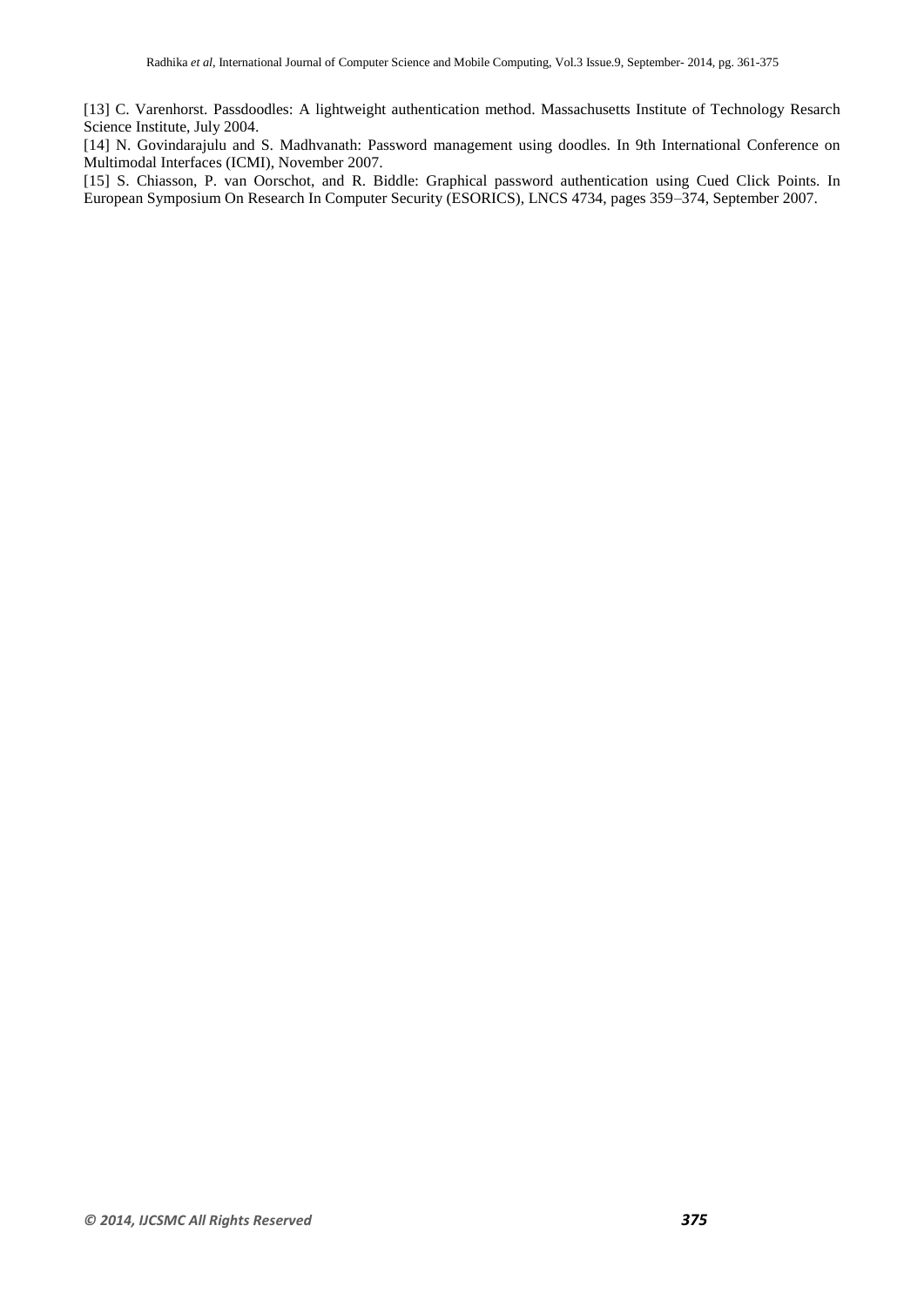[13] C. Varenhorst. Passdoodles: A lightweight authentication method. Massachusetts Institute of Technology Resarch Science Institute, July 2004.

[14] N. Govindarajulu and S. Madhvanath: Password management using doodles. In 9th International Conference on Multimodal Interfaces (ICMI), November 2007.

[15] S. Chiasson, P. van Oorschot, and R. Biddle: Graphical password authentication using Cued Click Points. In European Symposium On Research In Computer Security (ESORICS), LNCS 4734, pages 359–374, September 2007.